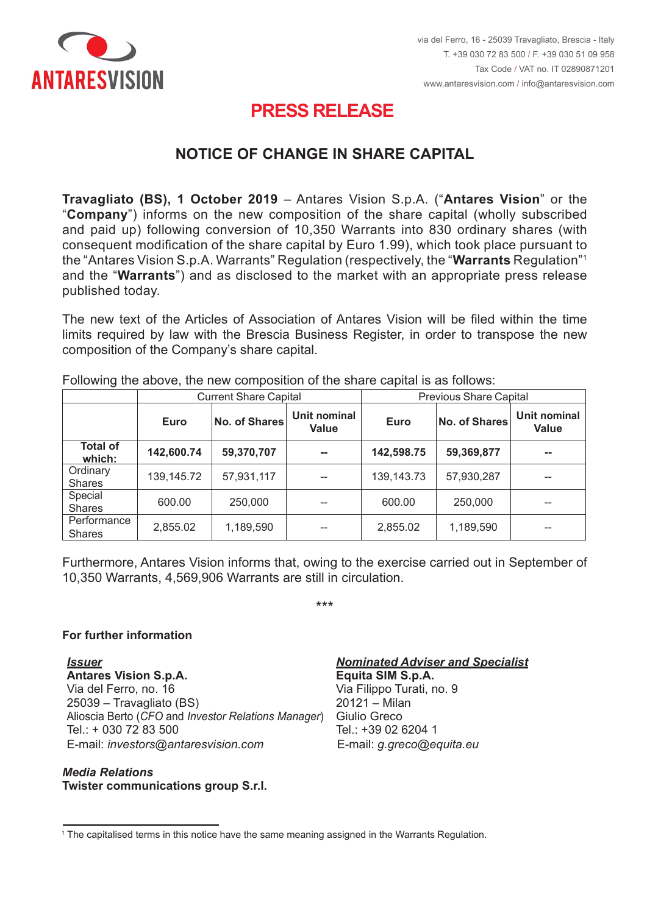ANTARESVISION

via del Ferro, 16 - 25039 Travagliato, Brescia - Italy
T. +39 030 72 83 500 / F. +39 030 51 09 958
Tax Code / VAT no. IT 02890871201
www.antaresvision.com / info@antaresvision.com

# PRESS RELEASE

## NOTICE OF CHANGE IN SHARE CAPITAL

**Travagliato (BS), 1 October 2019** – Antares Vision S.p.A. ("**Antares Vision**" or the "**Company**") informs on the new composition of the share capital (wholly subscribed and paid up) following conversion of 10,350 Warrants into 830 ordinary shares (with consequent modification of the share capital by Euro 1.99), which took place pursuant to the "Antares Vision S.p.A. Warrants" Regulation (respectively, the "**Warrants** Regulation"[1] and the "**Warrants**") and as disclosed to the market with an appropriate press release published today.

The new text of the Articles of Association of Antares Vision will be filed within the time limits required by law with the Brescia Business Register, in order to transpose the new composition of the Company's share capital.

Following the above, the new composition of the share capital is as follows:

| | Current Share Capital | | | Previous Share Capital | | |
|---|---|---|---|---|---|---|
| | **Euro** | **No. of Shares** | **Unit nominal Value** | **Euro** | **No. of Shares** | **Unit nominal Value** |
| **Total of which:** | **142,600.74** | **59,370,707** | **--** | **142,598.75** | **59,369,877** | **--** |
| Ordinary Shares | 139,145.72 | 57,931,117 | -- | 139,143.73 | 57,930,287 | -- |
| Special Shares | 600.00 | 250,000 | -- | 600.00 | 250,000 | -- |
| Performance Shares | 2,855.02 | 1,189,590 | -- | 2,855.02 | 1,189,590 | -- |

Furthermore, Antares Vision informs that, owing to the exercise carried out in September of 10,350 Warrants, 4,569,906 Warrants are still in circulation.

***

**For further information**

***Issuer***
**Antares Vision S.p.A.**
Via del Ferro, no. 16
25039 – Travagliato (BS)
Alioscia Berto (*CFO* and *Investor Relations Manager*)
Tel.: + 030 72 83 500
E-mail: *investors@antaresvision.com*

***Nominated Adviser and Specialist***
**Equita SIM S.p.A.**
Via Filippo Turati, no. 9
20121 – Milan
Giulio Greco
Tel.: +39 02 6204 1
E-mail: *g.greco@equita.eu*

***Media Relations***
**Twister communications group S.r.l.**

[1] The capitalised terms in this notice have the same meaning assigned in the Warrants Regulation.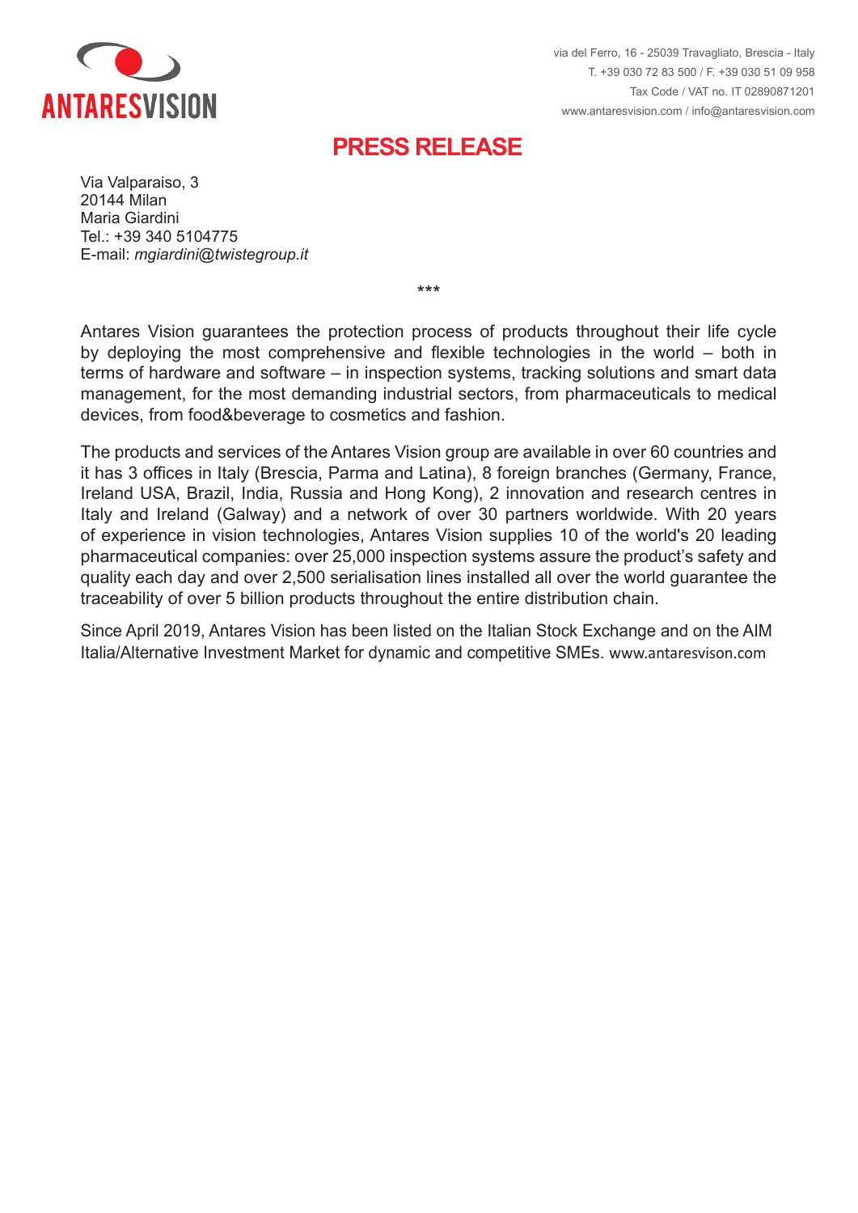via del Ferro, 16 - 25039 Travagliato, Brescia - Italy
T. +39 030 72 83 500 / F. +39 030 51 09 958
Tax Code / VAT no. IT 02890871201
www.antaresvision.com / info@antaresvision.com

# PRESS RELEASE

Via Valparaiso, 3
20144 Milan
Maria Giardini
Tel.: +39 340 5104775
E-mail: *mgiardini@twistegroup.it*

***

Antares Vision guarantees the protection process of products throughout their life cycle by deploying the most comprehensive and flexible technologies in the world – both in terms of hardware and software – in inspection systems, tracking solutions and smart data management, for the most demanding industrial sectors, from pharmaceuticals to medical devices, from food&beverage to cosmetics and fashion.

The products and services of the Antares Vision group are available in over 60 countries and it has 3 offices in Italy (Brescia, Parma and Latina), 8 foreign branches (Germany, France, Ireland USA, Brazil, India, Russia and Hong Kong), 2 innovation and research centres in Italy and Ireland (Galway) and a network of over 30 partners worldwide. With 20 years of experience in vision technologies, Antares Vision supplies 10 of the world's 20 leading pharmaceutical companies: over 25,000 inspection systems assure the product's safety and quality each day and over 2,500 serialisation lines installed all over the world guarantee the traceability of over 5 billion products throughout the entire distribution chain.

Since April 2019, Antares Vision has been listed on the Italian Stock Exchange and on the AIM Italia/Alternative Investment Market for dynamic and competitive SMEs. www.antaresvison.com